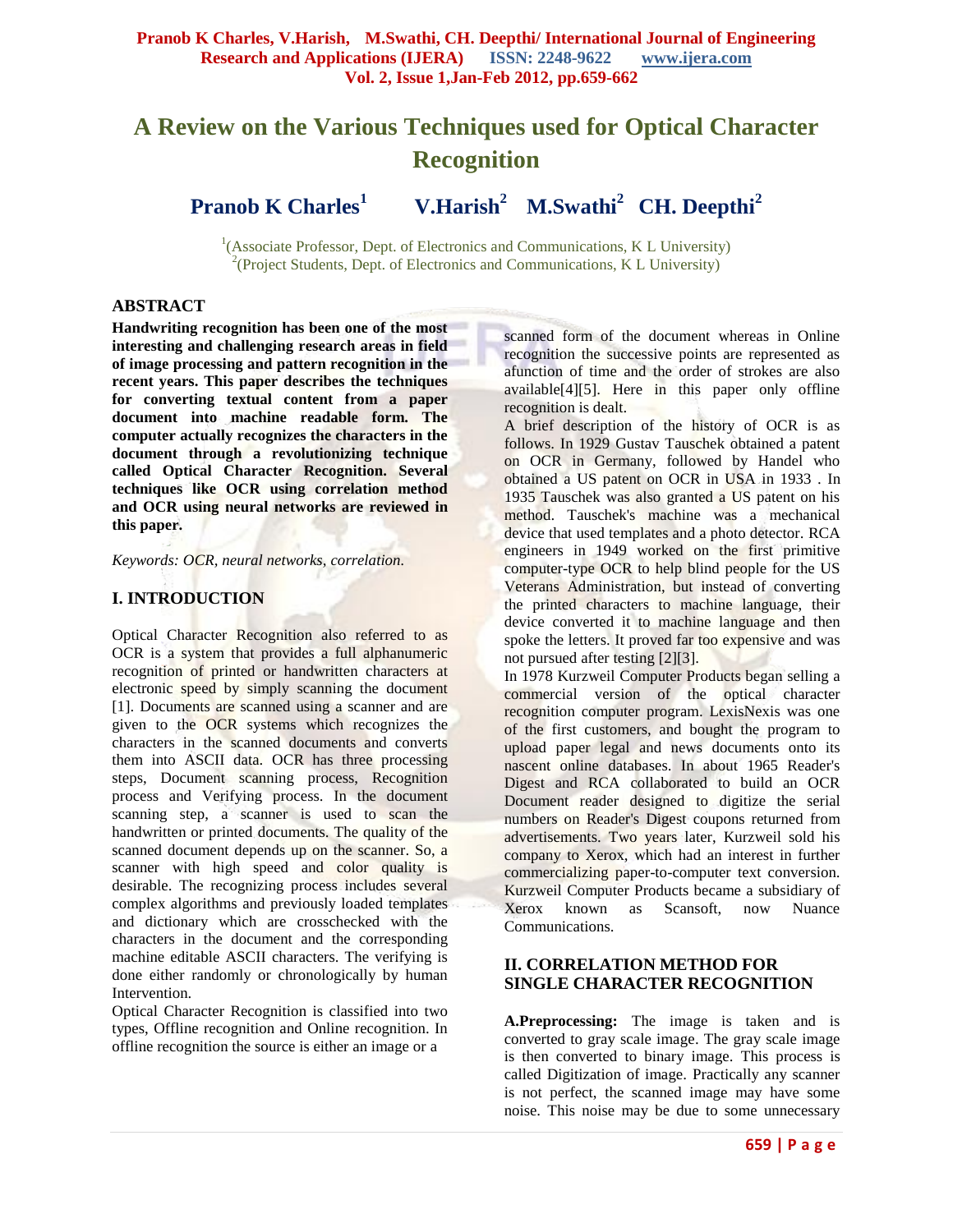# A Review on the Various Techniques used for Optical Character Recognition

**Pranob K Charles[1] V.Harish[2] M.Swathi[2] CH. Deepthi[2]**

[1](Associate Professor, Dept. of Electronics and Communications, K L University)
[2](Project Students, Dept. of Electronics and Communications, K L University)

## ABSTRACT

**Handwriting recognition has been one of the most interesting and challenging research areas in field of image processing and pattern recognition in the recent years. This paper describes the techniques for converting textual content from a paper document into machine readable form. The computer actually recognizes the characters in the document through a revolutionizing technique called Optical Character Recognition. Several techniques like OCR using correlation method and OCR using neural networks are reviewed in this paper.**

*Keywords: OCR, neural networks, correlation.*

## I. INTRODUCTION

Optical Character Recognition also referred to as OCR is a system that provides a full alphanumeric recognition of printed or handwritten characters at electronic speed by simply scanning the document [1]. Documents are scanned using a scanner and are given to the OCR systems which recognizes the characters in the scanned documents and converts them into ASCII data. OCR has three processing steps, Document scanning process, Recognition process and Verifying process. In the document scanning step, a scanner is used to scan the handwritten or printed documents. The quality of the scanned document depends up on the scanner. So, a scanner with high speed and color quality is desirable. The recognizing process includes several complex algorithms and previously loaded templates and dictionary which are crosschecked with the characters in the document and the corresponding machine editable ASCII characters. The verifying is done either randomly or chronologically by human Intervention.

Optical Character Recognition is classified into two types, Offline recognition and Online recognition. In offline recognition the source is either an image or a scanned form of the document whereas in Online recognition the successive points are represented as afunction of time and the order of strokes are also available[4][5]. Here in this paper only offline recognition is dealt.

A brief description of the history of OCR is as follows. In 1929 Gustav Tauschek obtained a patent on OCR in Germany, followed by Handel who obtained a US patent on OCR in USA in 1933 . In 1935 Tauschek was also granted a US patent on his method. Tauschek's machine was a mechanical device that used templates and a photo detector. RCA engineers in 1949 worked on the first primitive computer-type OCR to help blind people for the US Veterans Administration, but instead of converting the printed characters to machine language, their device converted it to machine language and then spoke the letters. It proved far too expensive and was not pursued after testing [2][3].

In 1978 Kurzweil Computer Products began selling a commercial version of the optical character recognition computer program. LexisNexis was one of the first customers, and bought the program to upload paper legal and news documents onto its nascent online databases. In about 1965 Reader's Digest and RCA collaborated to build an OCR Document reader designed to digitize the serial numbers on Reader's Digest coupons returned from advertisements. Two years later, Kurzweil sold his company to Xerox, which had an interest in further commercializing paper-to-computer text conversion. Kurzweil Computer Products became a subsidiary of Xerox known as Scansoft, now Nuance Communications.

## II. CORRELATION METHOD FOR SINGLE CHARACTER RECOGNITION

**A.Preprocessing:** The image is taken and is converted to gray scale image. The gray scale image is then converted to binary image. This process is called Digitization of image. Practically any scanner is not perfect, the scanned image may have some noise. This noise may be due to some unnecessary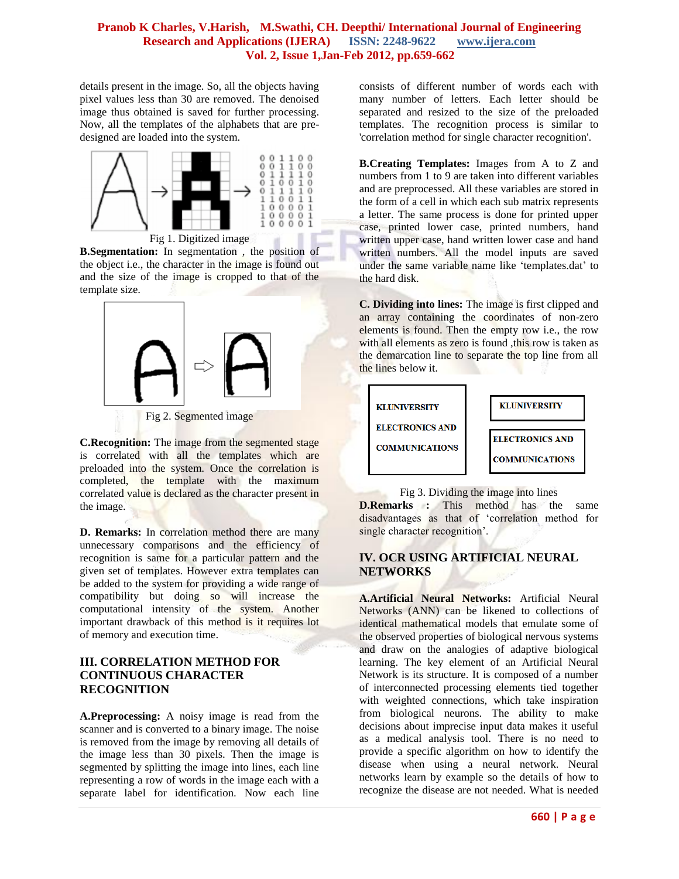details present in the image. So, all the objects having pixel values less than 30 are removed. The denoised image thus obtained is saved for further processing. Now, all the templates of the alphabets that are pre-designed are loaded into the system.

Fig 1. Digitized image

**B.Segmentation:** In segmentation , the position of the object i.e., the character in the image is found out and the size of the image is cropped to that of the template size.

Fig 2. Segmented image

**C.Recognition:** The image from the segmented stage is correlated with all the templates which are preloaded into the system. Once the correlation is completed, the template with the maximum correlated value is declared as the character present in the image.

**D. Remarks:** In correlation method there are many unnecessary comparisons and the efficiency of recognition is same for a particular pattern and the given set of templates. However extra templates can be added to the system for providing a wide range of compatibility but doing so will increase the computational intensity of the system. Another important drawback of this method is it requires lot of memory and execution time.

## III. CORRELATION METHOD FOR CONTINUOUS CHARACTER RECOGNITION

**A.Preprocessing:** A noisy image is read from the scanner and is converted to a binary image. The noise is removed from the image by removing all details of the image less than 30 pixels. Then the image is segmented by splitting the image into lines, each line representing a row of words in the image each with a separate label for identification. Now each line consists of different number of words each with many number of letters. Each letter should be separated and resized to the size of the preloaded templates. The recognition process is similar to 'correlation method for single character recognition'.

**B.Creating Templates:** Images from A to Z and numbers from 1 to 9 are taken into different variables and are preprocessed. All these variables are stored in the form of a cell in which each sub matrix represents a letter. The same process is done for printed upper case, printed lower case, printed numbers, hand written upper case, hand written lower case and hand written numbers. All the model inputs are saved under the same variable name like 'templates.dat' to the hard disk.

**C. Dividing into lines:** The image is first clipped and an array containing the coordinates of non-zero elements is found. Then the empty row i.e., the row with all elements as zero is found ,this row is taken as the demarcation line to separate the top line from all the lines below it.

Fig 3. Dividing the image into lines

**D.Remarks :** This method has the same disadvantages as that of 'correlation method for single character recognition'.

## IV. OCR USING ARTIFICIAL NEURAL NETWORKS

**A.Artificial Neural Networks:** Artificial Neural Networks (ANN) can be likened to collections of identical mathematical models that emulate some of the observed properties of biological nervous systems and draw on the analogies of adaptive biological learning. The key element of an Artificial Neural Network is its structure. It is composed of a number of interconnected processing elements tied together with weighted connections, which take inspiration from biological neurons. The ability to make decisions about imprecise input data makes it useful as a medical analysis tool. There is no need to provide a specific algorithm on how to identify the disease when using a neural network. Neural networks learn by example so the details of how to recognize the disease are not needed. What is needed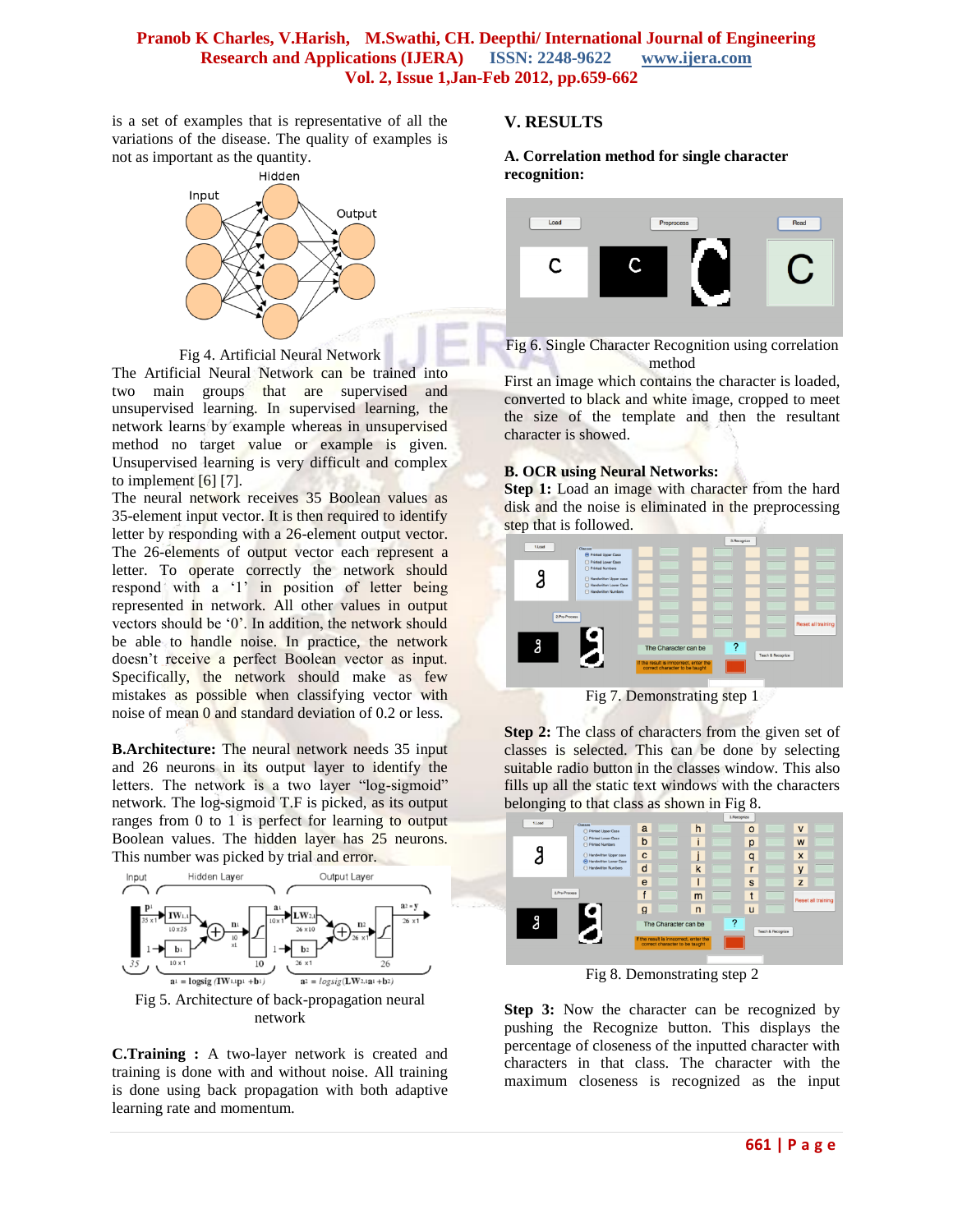is a set of examples that is representative of all the variations of the disease. The quality of examples is not as important as the quantity.

Fig 4. Artificial Neural Network

The Artificial Neural Network can be trained into two main groups that are supervised and unsupervised learning. In supervised learning, the network learns by example whereas in unsupervised method no target value or example is given. Unsupervised learning is very difficult and complex to implement [6] [7].

The neural network receives 35 Boolean values as 35-element input vector. It is then required to identify letter by responding with a 26-element output vector. The 26-elements of output vector each represent a letter. To operate correctly the network should respond with a '1' in position of letter being represented in network. All other values in output vectors should be '0'. In addition, the network should be able to handle noise. In practice, the network doesn't receive a perfect Boolean vector as input. Specifically, the network should make as few mistakes as possible when classifying vector with noise of mean 0 and standard deviation of 0.2 or less.

**B.Architecture:** The neural network needs 35 input and 26 neurons in its output layer to identify the letters. The network is a two layer "log-sigmoid" network. The log-sigmoid T.F is picked, as its output ranges from 0 to 1 is perfect for learning to output Boolean values. The hidden layer has 25 neurons. This number was picked by trial and error.

Fig 5. Architecture of back-propagation neural network

**C.Training :** A two-layer network is created and training is done with and without noise. All training is done using back propagation with both adaptive learning rate and momentum.

## V. RESULTS

### A. Correlation method for single character recognition:

Fig 6. Single Character Recognition using correlation method

First an image which contains the character is loaded, converted to black and white image, cropped to meet the size of the template and then the resultant character is showed.

### B. OCR using Neural Networks:

**Step 1:** Load an image with character from the hard disk and the noise is eliminated in the preprocessing step that is followed.

Fig 7. Demonstrating step 1

**Step 2:** The class of characters from the given set of classes is selected. This can be done by selecting suitable radio button in the classes window. This also fills up all the static text windows with the characters belonging to that class as shown in Fig 8.

Fig 8. Demonstrating step 2

**Step 3:** Now the character can be recognized by pushing the Recognize button. This displays the percentage of closeness of the inputted character with characters in that class. The character with the maximum closeness is recognized as the input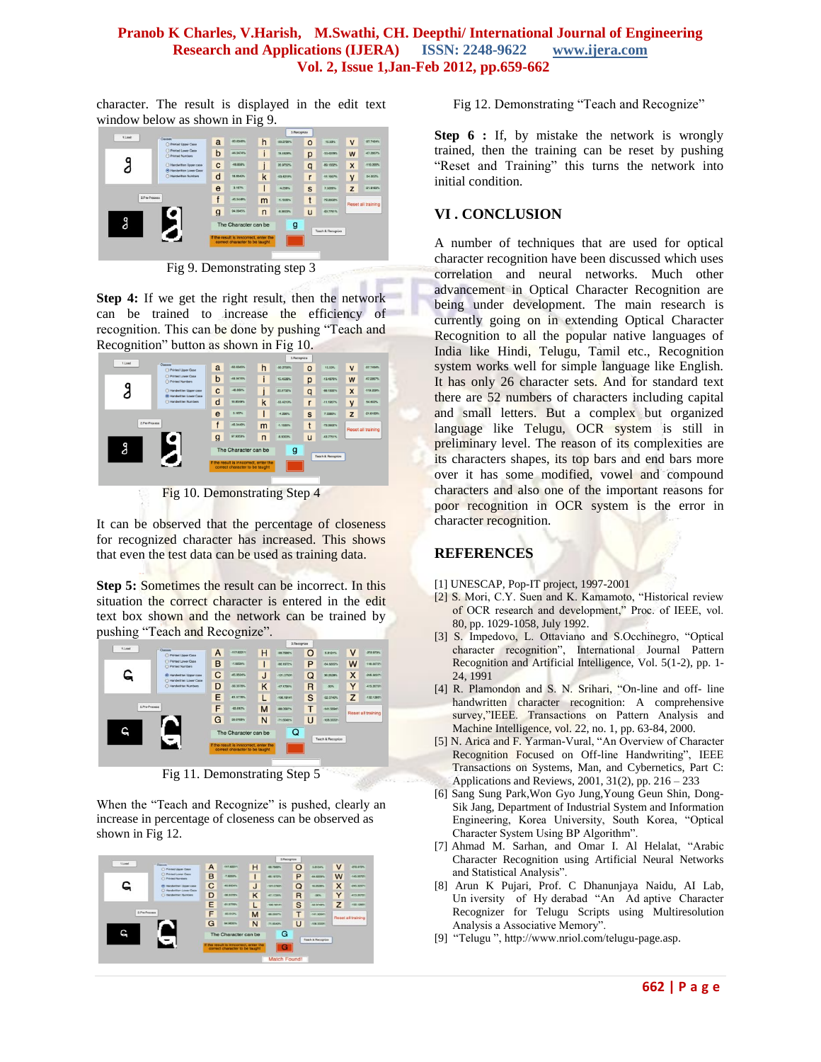character. The result is displayed in the edit text window below as shown in Fig 9.

Fig 9. Demonstrating step 3

**Step 4:** If we get the right result, then the network can be trained to increase the efficiency of recognition. This can be done by pushing "Teach and Recognition" button as shown in Fig 10.

Fig 10. Demonstrating Step 4

It can be observed that the percentage of closeness for recognized character has increased. This shows that even the test data can be used as training data.

**Step 5:** Sometimes the result can be incorrect. In this situation the correct character is entered in the edit text box shown and the network can be trained by pushing "Teach and Recognize".

Fig 11. Demonstrating Step 5

When the "Teach and Recognize" is pushed, clearly an increase in percentage of closeness can be observed as shown in Fig 12.

Fig 12. Demonstrating "Teach and Recognize"

**Step 6 :** If, by mistake the network is wrongly trained, then the training can be reset by pushing "Reset and Training" this turns the network into initial condition.

## VI . CONCLUSION

A number of techniques that are used for optical character recognition have been discussed which uses correlation and neural networks. Much other advancement in Optical Character Recognition are being under development. The main research is currently going on in extending Optical Character Recognition to all the popular native languages of India like Hindi, Telugu, Tamil etc., Recognition system works well for simple language like English. It has only 26 character sets. And for standard text there are 52 numbers of characters including capital and small letters. But a complex but organized language like Telugu, OCR system is still in preliminary level. The reason of its complexities are its characters shapes, its top bars and end bars more over it has some modified, vowel and compound characters and also one of the important reasons for poor recognition in OCR system is the error in character recognition.

## REFERENCES

[1] UNESCAP, Pop-IT project, 1997-2001

[2] S. Mori, C.Y. Suen and K. Kamamoto, "Historical review of OCR research and development," Proc. of IEEE, vol. 80, pp. 1029-1058, July 1992.

[3] S. Impedovo, L. Ottaviano and S.Occhinegro, "Optical character recognition", International Journal Pattern Recognition and Artificial Intelligence, Vol. 5(1-2), pp. 1-24, 1991

[4] R. Plamondon and S. N. Srihari, "On-line and off- line handwritten character recognition: A comprehensive survey,"IEEE. Transactions on Pattern Analysis and Machine Intelligence, vol. 22, no. 1, pp. 63-84, 2000.

[5] N. Arica and F. Yarman-Vural, "An Overview of Character Recognition Focused on Off-line Handwriting", IEEE Transactions on Systems, Man, and Cybernetics, Part C: Applications and Reviews, 2001, 31(2), pp. 216 – 233

[6] Sang Sung Park,Won Gyo Jung,Young Geun Shin, Dong-Sik Jang, Department of Industrial System and Information Engineering, Korea University, South Korea, "Optical Character System Using BP Algorithm".

[7] Ahmad M. Sarhan, and Omar I. Al Helalat, "Arabic Character Recognition using Artificial Neural Networks and Statistical Analysis".

[8] Arun K Pujari, Prof. C Dhanunjaya Naidu, AI Lab, Un iversity of Hy derabad "An Ad aptive Character Recognizer for Telugu Scripts using Multiresolution Analysis a Associative Memory".

[9] "Telugu ", http://www.nriol.com/telugu-page.asp.